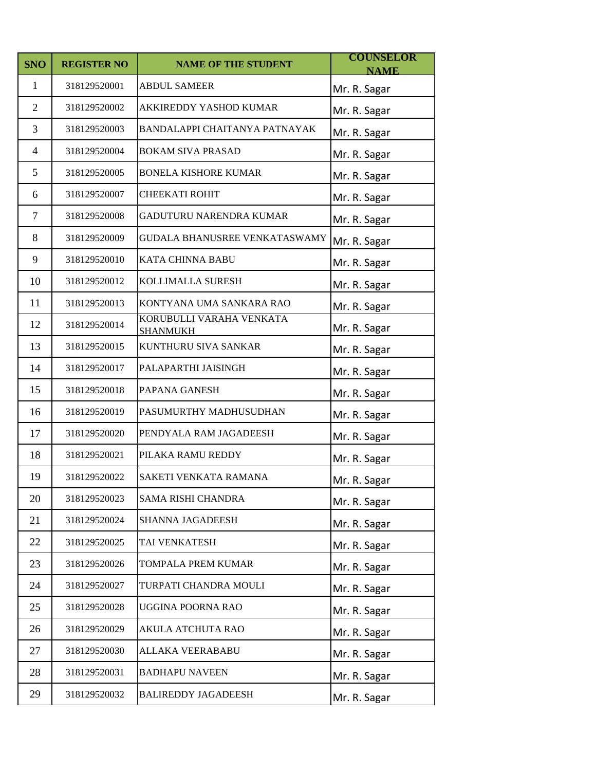| SNO | REGISTER NO | NAME OF THE STUDENT | COUNSELOR NAME |
|---|---|---|---|
| 1 | 318129520001 | ABDUL SAMEER | Mr. R. Sagar |
| 2 | 318129520002 | AKKIREDDY YASHOD KUMAR | Mr. R. Sagar |
| 3 | 318129520003 | BANDALAPPI CHAITANYA PATNAYAK | Mr. R. Sagar |
| 4 | 318129520004 | BOKAM SIVA PRASAD | Mr. R. Sagar |
| 5 | 318129520005 | BONELA KISHORE KUMAR | Mr. R. Sagar |
| 6 | 318129520007 | CHEEKATI ROHIT | Mr. R. Sagar |
| 7 | 318129520008 | GADUTURU NARENDRA KUMAR | Mr. R. Sagar |
| 8 | 318129520009 | GUDALA BHANUSREE VENKATASWAMY | Mr. R. Sagar |
| 9 | 318129520010 | KATA CHINNA BABU | Mr. R. Sagar |
| 10 | 318129520012 | KOLLIMALLA SURESH | Mr. R. Sagar |
| 11 | 318129520013 | KONTYANA UMA SANKARA RAO | Mr. R. Sagar |
| 12 | 318129520014 | KORUBULLI VARAHA VENKATA SHANMUKH | Mr. R. Sagar |
| 13 | 318129520015 | KUNTHURU SIVA SANKAR | Mr. R. Sagar |
| 14 | 318129520017 | PALAPARTHI JAISINGH | Mr. R. Sagar |
| 15 | 318129520018 | PAPANA GANESH | Mr. R. Sagar |
| 16 | 318129520019 | PASUMURTHY MADHUSUDHAN | Mr. R. Sagar |
| 17 | 318129520020 | PENDYALA RAM JAGADEESH | Mr. R. Sagar |
| 18 | 318129520021 | PILAKA RAMU REDDY | Mr. R. Sagar |
| 19 | 318129520022 | SAKETI VENKATA RAMANA | Mr. R. Sagar |
| 20 | 318129520023 | SAMA RISHI CHANDRA | Mr. R. Sagar |
| 21 | 318129520024 | SHANNA JAGADEESH | Mr. R. Sagar |
| 22 | 318129520025 | TAI VENKATESH | Mr. R. Sagar |
| 23 | 318129520026 | TOMPALA PREM KUMAR | Mr. R. Sagar |
| 24 | 318129520027 | TURPATI CHANDRA MOULI | Mr. R. Sagar |
| 25 | 318129520028 | UGGINA POORNA RAO | Mr. R. Sagar |
| 26 | 318129520029 | AKULA ATCHUTA RAO | Mr. R. Sagar |
| 27 | 318129520030 | ALLAKA VEERABABU | Mr. R. Sagar |
| 28 | 318129520031 | BADHAPU NAVEEN | Mr. R. Sagar |
| 29 | 318129520032 | BALIREDDY JAGADEESH | Mr. R. Sagar |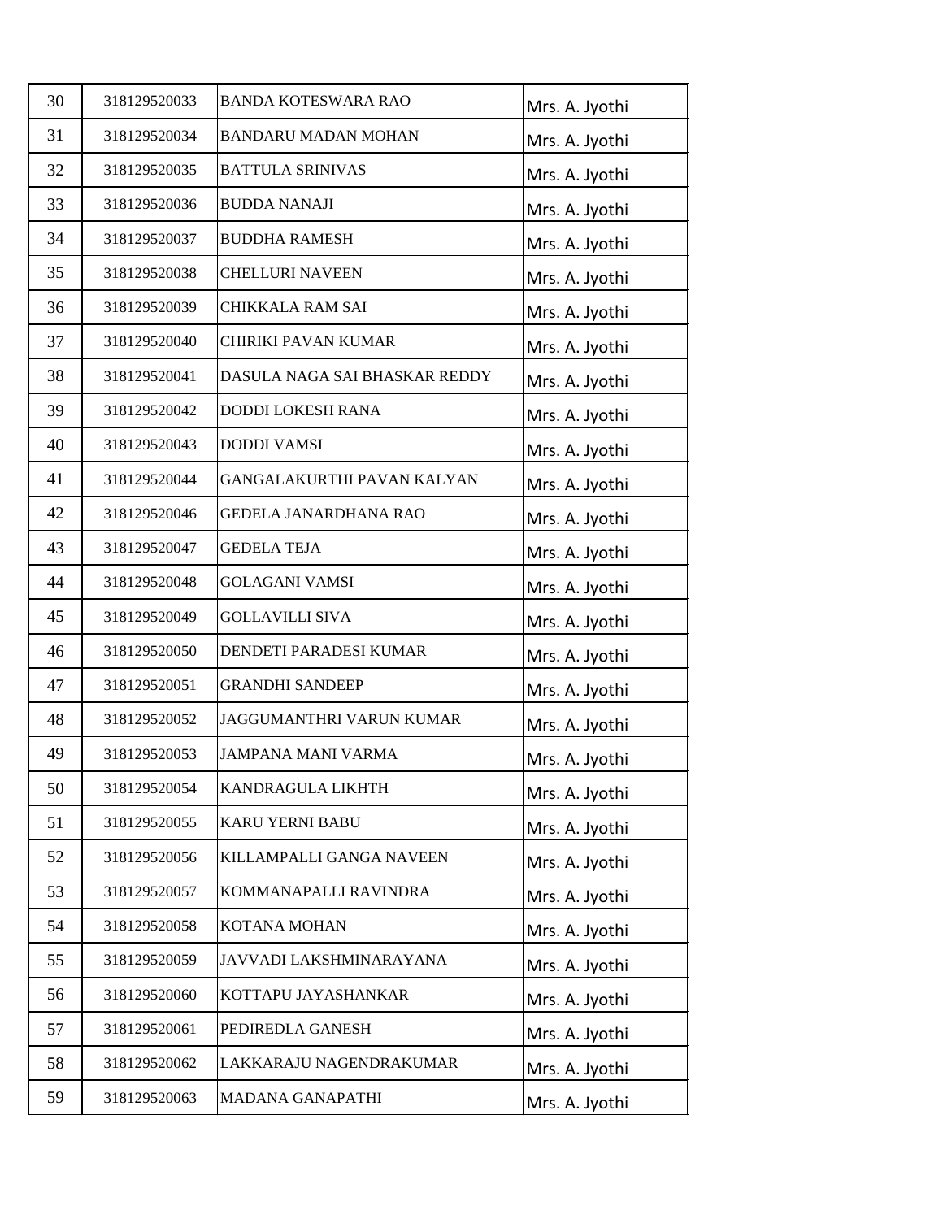| | | | |
|---|---|---|---|
| 30 | 318129520033 | BANDA KOTESWARA RAO | Mrs. A. Jyothi |
| 31 | 318129520034 | BANDARU MADAN MOHAN | Mrs. A. Jyothi |
| 32 | 318129520035 | BATTULA SRINIVAS | Mrs. A. Jyothi |
| 33 | 318129520036 | BUDDA NANAJI | Mrs. A. Jyothi |
| 34 | 318129520037 | BUDDHA RAMESH | Mrs. A. Jyothi |
| 35 | 318129520038 | CHELLURI NAVEEN | Mrs. A. Jyothi |
| 36 | 318129520039 | CHIKKALA RAM SAI | Mrs. A. Jyothi |
| 37 | 318129520040 | CHIRIKI PAVAN KUMAR | Mrs. A. Jyothi |
| 38 | 318129520041 | DASULA NAGA SAI BHASKAR REDDY | Mrs. A. Jyothi |
| 39 | 318129520042 | DODDI LOKESH RANA | Mrs. A. Jyothi |
| 40 | 318129520043 | DODDI VAMSI | Mrs. A. Jyothi |
| 41 | 318129520044 | GANGALAKURTHI PAVAN KALYAN | Mrs. A. Jyothi |
| 42 | 318129520046 | GEDELA JANARDHANA RAO | Mrs. A. Jyothi |
| 43 | 318129520047 | GEDELA TEJA | Mrs. A. Jyothi |
| 44 | 318129520048 | GOLAGANI VAMSI | Mrs. A. Jyothi |
| 45 | 318129520049 | GOLLAVILLI SIVA | Mrs. A. Jyothi |
| 46 | 318129520050 | DENDETI PARADESI KUMAR | Mrs. A. Jyothi |
| 47 | 318129520051 | GRANDHI SANDEEP | Mrs. A. Jyothi |
| 48 | 318129520052 | JAGGUMANTHRI VARUN KUMAR | Mrs. A. Jyothi |
| 49 | 318129520053 | JAMPANA MANI VARMA | Mrs. A. Jyothi |
| 50 | 318129520054 | KANDRAGULA LIKHTH | Mrs. A. Jyothi |
| 51 | 318129520055 | KARU YERNI BABU | Mrs. A. Jyothi |
| 52 | 318129520056 | KILLAMPALLI GANGA NAVEEN | Mrs. A. Jyothi |
| 53 | 318129520057 | KOMMANAPALLI RAVINDRA | Mrs. A. Jyothi |
| 54 | 318129520058 | KOTANA MOHAN | Mrs. A. Jyothi |
| 55 | 318129520059 | JAVVADI LAKSHMINARAYANA | Mrs. A. Jyothi |
| 56 | 318129520060 | KOTTAPU JAYASHANKAR | Mrs. A. Jyothi |
| 57 | 318129520061 | PEDIREDLA GANESH | Mrs. A. Jyothi |
| 58 | 318129520062 | LAKKARAJU NAGENDRAKUMAR | Mrs. A. Jyothi |
| 59 | 318129520063 | MADANA GANAPATHI | Mrs. A. Jyothi |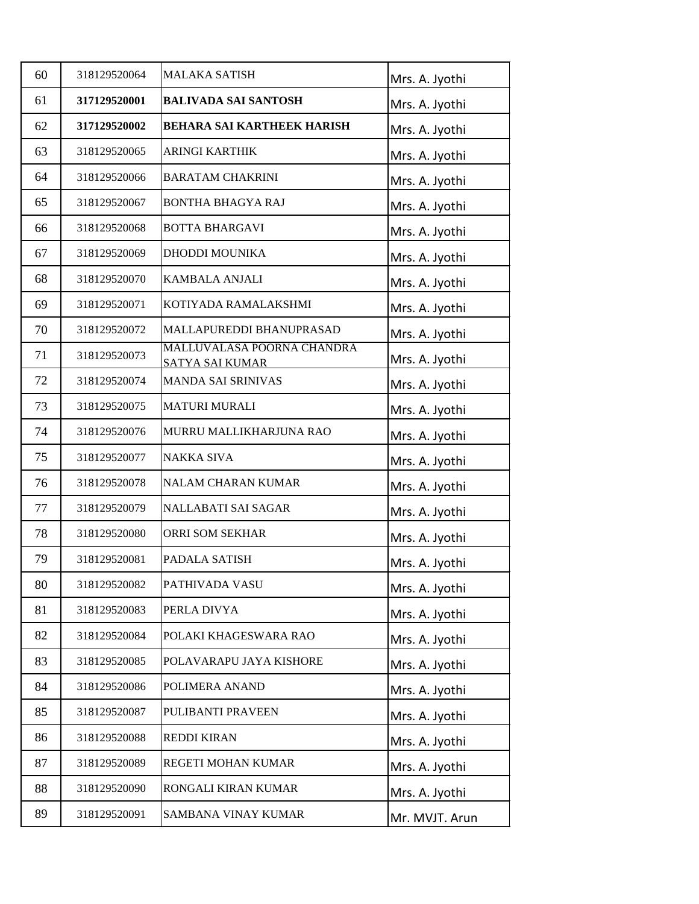| 60 | 318129520064 | MALAKA SATISH | Mrs. A. Jyothi |
|---|---|---|---|
| 61 | **317129520001** | **BALIVADA SAI SANTOSH** | Mrs. A. Jyothi |
| 62 | **317129520002** | **BEHARA SAI KARTHEEK HARISH** | Mrs. A. Jyothi |
| 63 | 318129520065 | ARINGI KARTHIK | Mrs. A. Jyothi |
| 64 | 318129520066 | BARATAM CHAKRINI | Mrs. A. Jyothi |
| 65 | 318129520067 | BONTHA BHAGYA RAJ | Mrs. A. Jyothi |
| 66 | 318129520068 | BOTTA BHARGAVI | Mrs. A. Jyothi |
| 67 | 318129520069 | DHODDI MOUNIKA | Mrs. A. Jyothi |
| 68 | 318129520070 | KAMBALA ANJALI | Mrs. A. Jyothi |
| 69 | 318129520071 | KOTIYADA RAMALAKSHMI | Mrs. A. Jyothi |
| 70 | 318129520072 | MALLAPUREDDI BHANUPRASAD | Mrs. A. Jyothi |
| 71 | 318129520073 | MALLUVALASA POORNA CHANDRA SATYA SAI KUMAR | Mrs. A. Jyothi |
| 72 | 318129520074 | MANDA SAI SRINIVAS | Mrs. A. Jyothi |
| 73 | 318129520075 | MATURI MURALI | Mrs. A. Jyothi |
| 74 | 318129520076 | MURRU MALLIKHARJUNA RAO | Mrs. A. Jyothi |
| 75 | 318129520077 | NAKKA SIVA | Mrs. A. Jyothi |
| 76 | 318129520078 | NALAM CHARAN KUMAR | Mrs. A. Jyothi |
| 77 | 318129520079 | NALLABATI SAI SAGAR | Mrs. A. Jyothi |
| 78 | 318129520080 | ORRI SOM SEKHAR | Mrs. A. Jyothi |
| 79 | 318129520081 | PADALA SATISH | Mrs. A. Jyothi |
| 80 | 318129520082 | PATHIVADA VASU | Mrs. A. Jyothi |
| 81 | 318129520083 | PERLA DIVYA | Mrs. A. Jyothi |
| 82 | 318129520084 | POLAKI KHAGESWARA RAO | Mrs. A. Jyothi |
| 83 | 318129520085 | POLAVARAPU JAYA KISHORE | Mrs. A. Jyothi |
| 84 | 318129520086 | POLIMERA ANAND | Mrs. A. Jyothi |
| 85 | 318129520087 | PULIBANTI PRAVEEN | Mrs. A. Jyothi |
| 86 | 318129520088 | REDDI KIRAN | Mrs. A. Jyothi |
| 87 | 318129520089 | REGETI MOHAN KUMAR | Mrs. A. Jyothi |
| 88 | 318129520090 | RONGALI KIRAN KUMAR | Mrs. A. Jyothi |
| 89 | 318129520091 | SAMBANA VINAY KUMAR | Mr. MVJT. Arun |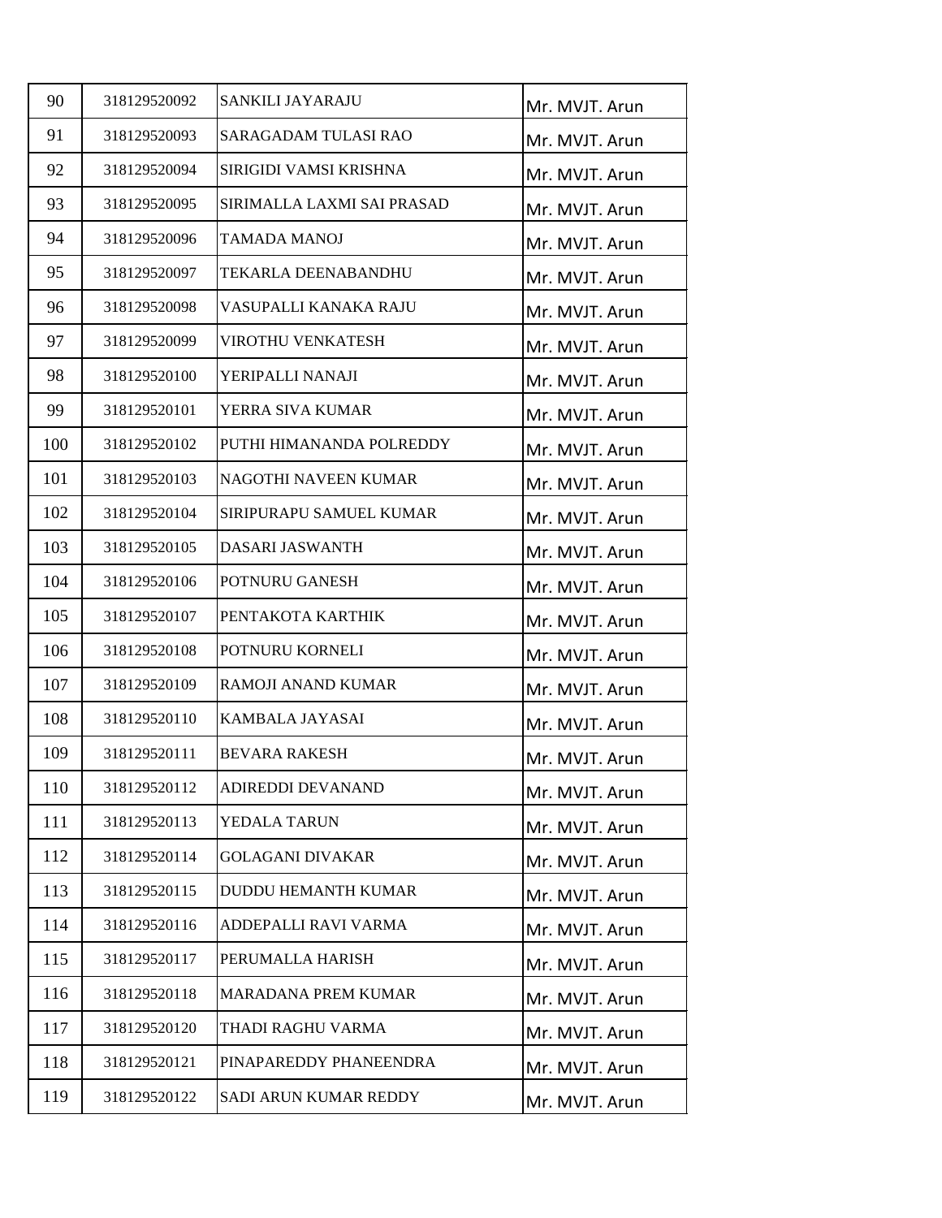| 90 | 318129520092 | SANKILI JAYARAJU | Mr. MVJT. Arun |
|---|---|---|---|
| 91 | 318129520093 | SARAGADAM TULASI RAO | Mr. MVJT. Arun |
| 92 | 318129520094 | SIRIGIDI VAMSI KRISHNA | Mr. MVJT. Arun |
| 93 | 318129520095 | SIRIMALLA LAXMI SAI PRASAD | Mr. MVJT. Arun |
| 94 | 318129520096 | TAMADA MANOJ | Mr. MVJT. Arun |
| 95 | 318129520097 | TEKARLA DEENABANDHU | Mr. MVJT. Arun |
| 96 | 318129520098 | VASUPALLI KANAKA RAJU | Mr. MVJT. Arun |
| 97 | 318129520099 | VIROTHU VENKATESH | Mr. MVJT. Arun |
| 98 | 318129520100 | YERIPALLI NANAJI | Mr. MVJT. Arun |
| 99 | 318129520101 | YERRA SIVA KUMAR | Mr. MVJT. Arun |
| 100 | 318129520102 | PUTHI HIMANANDA POLREDDY | Mr. MVJT. Arun |
| 101 | 318129520103 | NAGOTHI NAVEEN KUMAR | Mr. MVJT. Arun |
| 102 | 318129520104 | SIRIPURAPU SAMUEL KUMAR | Mr. MVJT. Arun |
| 103 | 318129520105 | DASARI JASWANTH | Mr. MVJT. Arun |
| 104 | 318129520106 | POTNURU GANESH | Mr. MVJT. Arun |
| 105 | 318129520107 | PENTAKOTA KARTHIK | Mr. MVJT. Arun |
| 106 | 318129520108 | POTNURU KORNELI | Mr. MVJT. Arun |
| 107 | 318129520109 | RAMOJI ANAND KUMAR | Mr. MVJT. Arun |
| 108 | 318129520110 | KAMBALA JAYASAI | Mr. MVJT. Arun |
| 109 | 318129520111 | BEVARA RAKESH | Mr. MVJT. Arun |
| 110 | 318129520112 | ADIREDDI DEVANAND | Mr. MVJT. Arun |
| 111 | 318129520113 | YEDALA TARUN | Mr. MVJT. Arun |
| 112 | 318129520114 | GOLAGANI DIVAKAR | Mr. MVJT. Arun |
| 113 | 318129520115 | DUDDU HEMANTH KUMAR | Mr. MVJT. Arun |
| 114 | 318129520116 | ADDEPALLI RAVI VARMA | Mr. MVJT. Arun |
| 115 | 318129520117 | PERUMALLA HARISH | Mr. MVJT. Arun |
| 116 | 318129520118 | MARADANA PREM KUMAR | Mr. MVJT. Arun |
| 117 | 318129520120 | THADI RAGHU VARMA | Mr. MVJT. Arun |
| 118 | 318129520121 | PINAPAREDDY PHANEENDRA | Mr. MVJT. Arun |
| 119 | 318129520122 | SADI ARUN KUMAR REDDY | Mr. MVJT. Arun |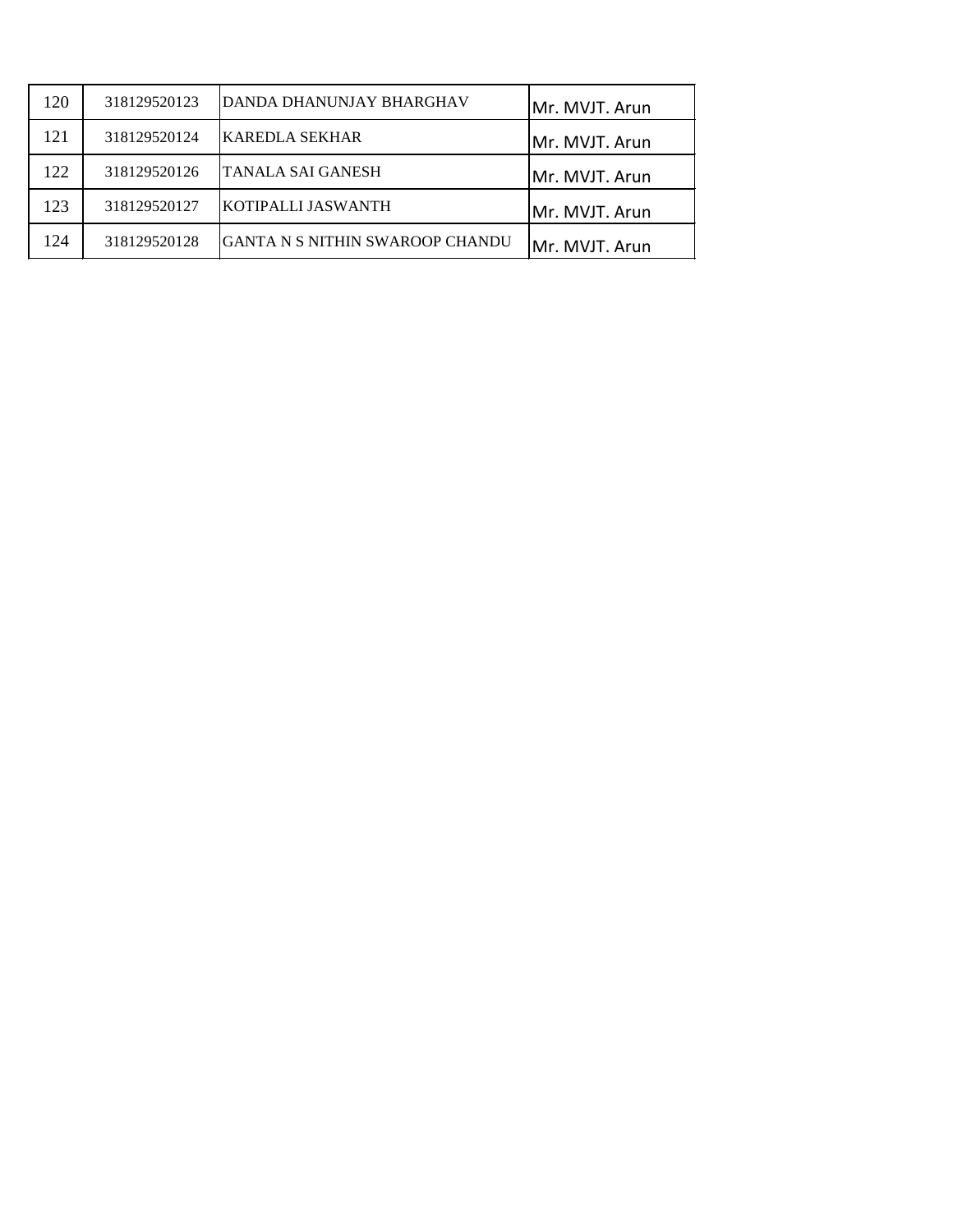| | | | |
|---|---|---|---|
| 120 | 318129520123 | DANDA DHANUNJAY BHARGHAV | Mr. MVJT. Arun |
| 121 | 318129520124 | KAREDLA SEKHAR | Mr. MVJT. Arun |
| 122 | 318129520126 | TANALA SAI GANESH | Mr. MVJT. Arun |
| 123 | 318129520127 | KOTIPALLI JASWANTH | Mr. MVJT. Arun |
| 124 | 318129520128 | GANTA N S NITHIN SWAROOP CHANDU | Mr. MVJT. Arun |